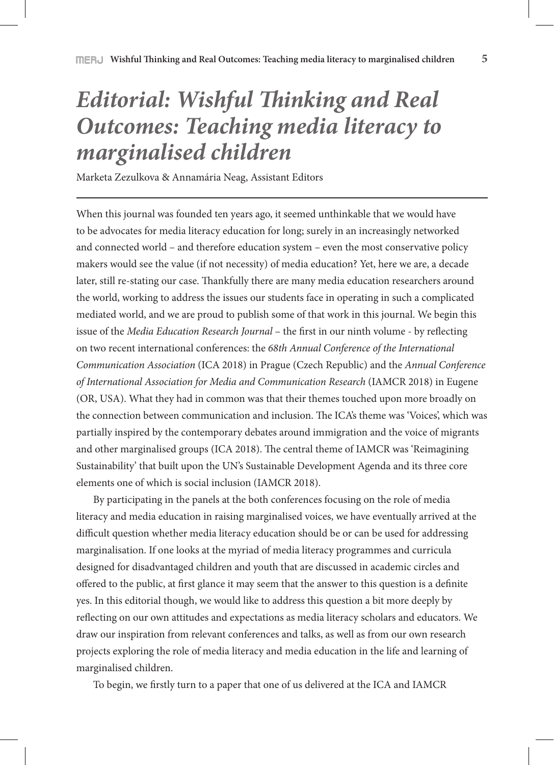# *Editorial: Wishful Thinking and Real Outcomes: Teaching media literacy to marginalised children*

Marketa Zezulkova & Annamária Neag, Assistant Editors

---

When this journal was founded ten years ago, it seemed unthinkable that we would have to be advocates for media literacy education for long; surely in an increasingly networked and connected world – and therefore education system – even the most conservative policy makers would see the value (if not necessity) of media education? Yet, here we are, a decade later, still re-stating our case. Thankfully there are many media education researchers around the world, working to address the issues our students face in operating in such a complicated mediated world, and we are proud to publish some of that work in this journal. We begin this issue of the *Media Education Research Journal* – the first in our ninth volume - by reflecting on two recent international conferences: the *68th Annual Conference of the International Communication Association* (ICA 2018) in Prague (Czech Republic) and the *Annual Conference of International Association for Media and Communication Research* (IAMCR 2018) in Eugene (OR, USA). What they had in common was that their themes touched upon more broadly on the connection between communication and inclusion. The ICA's theme was 'Voices', which was partially inspired by the contemporary debates around immigration and the voice of migrants and other marginalised groups (ICA 2018). The central theme of IAMCR was 'Reimagining Sustainability' that built upon the UN's Sustainable Development Agenda and its three core elements one of which is social inclusion (IAMCR 2018).

By participating in the panels at the both conferences focusing on the role of media literacy and media education in raising marginalised voices, we have eventually arrived at the difficult question whether media literacy education should be or can be used for addressing marginalisation. If one looks at the myriad of media literacy programmes and curricula designed for disadvantaged children and youth that are discussed in academic circles and offered to the public, at first glance it may seem that the answer to this question is a definite yes. In this editorial though, we would like to address this question a bit more deeply by reflecting on our own attitudes and expectations as media literacy scholars and educators. We draw our inspiration from relevant conferences and talks, as well as from our own research projects exploring the role of media literacy and media education in the life and learning of marginalised children.

To begin, we firstly turn to a paper that one of us delivered at the ICA and IAMCR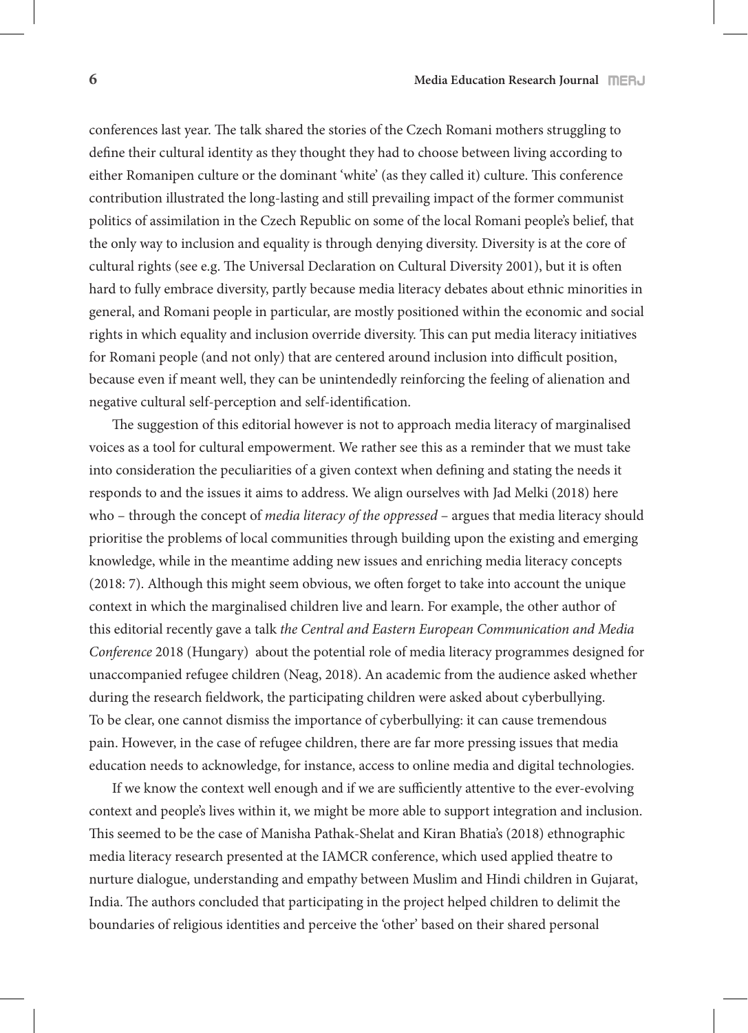conferences last year. The talk shared the stories of the Czech Romani mothers struggling to define their cultural identity as they thought they had to choose between living according to either Romanipen culture or the dominant 'white' (as they called it) culture. This conference contribution illustrated the long-lasting and still prevailing impact of the former communist politics of assimilation in the Czech Republic on some of the local Romani people's belief, that the only way to inclusion and equality is through denying diversity. Diversity is at the core of cultural rights (see e.g. The Universal Declaration on Cultural Diversity 2001), but it is often hard to fully embrace diversity, partly because media literacy debates about ethnic minorities in general, and Romani people in particular, are mostly positioned within the economic and social rights in which equality and inclusion override diversity. This can put media literacy initiatives for Romani people (and not only) that are centered around inclusion into difficult position, because even if meant well, they can be unintendedly reinforcing the feeling of alienation and negative cultural self-perception and self-identification.

The suggestion of this editorial however is not to approach media literacy of marginalised voices as a tool for cultural empowerment. We rather see this as a reminder that we must take into consideration the peculiarities of a given context when defining and stating the needs it responds to and the issues it aims to address. We align ourselves with Jad Melki (2018) here who – through the concept of *media literacy of the oppressed* – argues that media literacy should prioritise the problems of local communities through building upon the existing and emerging knowledge, while in the meantime adding new issues and enriching media literacy concepts (2018: 7). Although this might seem obvious, we often forget to take into account the unique context in which the marginalised children live and learn. For example, the other author of this editorial recently gave a talk *the Central and Eastern European Communication and Media Conference* 2018 (Hungary) about the potential role of media literacy programmes designed for unaccompanied refugee children (Neag, 2018). An academic from the audience asked whether during the research fieldwork, the participating children were asked about cyberbullying. To be clear, one cannot dismiss the importance of cyberbullying: it can cause tremendous pain. However, in the case of refugee children, there are far more pressing issues that media education needs to acknowledge, for instance, access to online media and digital technologies.

If we know the context well enough and if we are sufficiently attentive to the ever-evolving context and people's lives within it, we might be more able to support integration and inclusion. This seemed to be the case of Manisha Pathak-Shelat and Kiran Bhatia's (2018) ethnographic media literacy research presented at the IAMCR conference, which used applied theatre to nurture dialogue, understanding and empathy between Muslim and Hindi children in Gujarat, India. The authors concluded that participating in the project helped children to delimit the boundaries of religious identities and perceive the 'other' based on their shared personal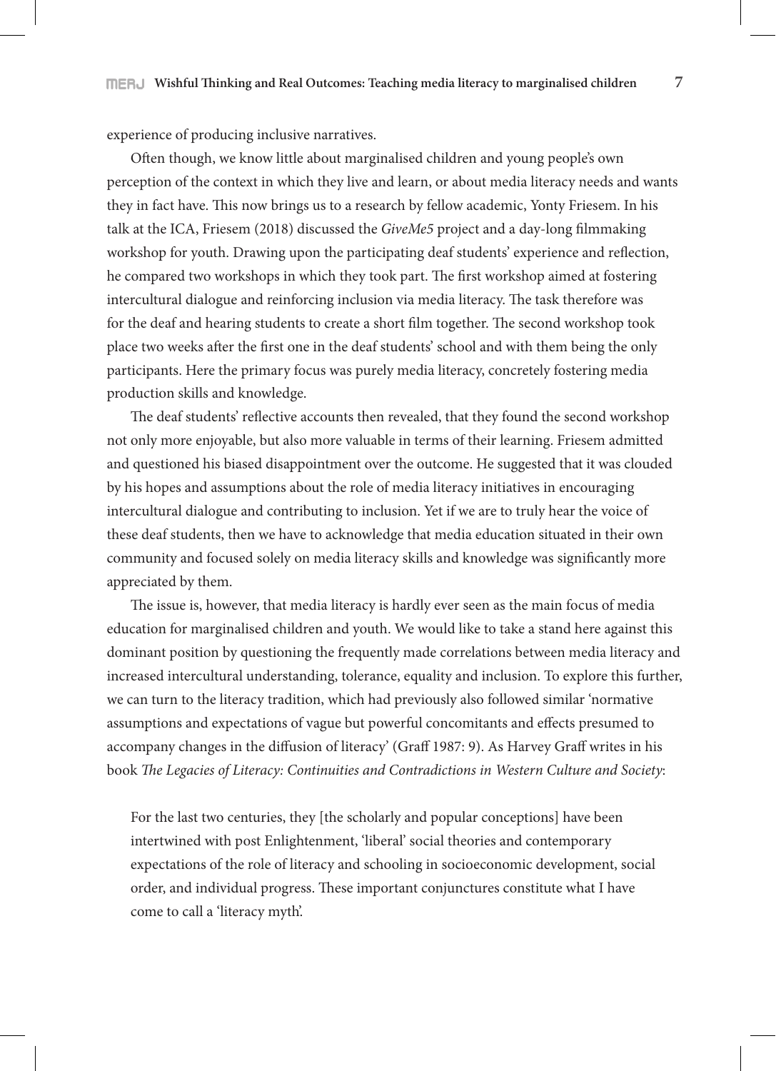experience of producing inclusive narratives.

Often though, we know little about marginalised children and young people's own perception of the context in which they live and learn, or about media literacy needs and wants they in fact have. This now brings us to a research by fellow academic, Yonty Friesem. In his talk at the ICA, Friesem (2018) discussed the *GiveMe5* project and a day-long filmmaking workshop for youth. Drawing upon the participating deaf students' experience and reflection, he compared two workshops in which they took part. The first workshop aimed at fostering intercultural dialogue and reinforcing inclusion via media literacy. The task therefore was for the deaf and hearing students to create a short film together. The second workshop took place two weeks after the first one in the deaf students' school and with them being the only participants. Here the primary focus was purely media literacy, concretely fostering media production skills and knowledge.

The deaf students' reflective accounts then revealed, that they found the second workshop not only more enjoyable, but also more valuable in terms of their learning. Friesem admitted and questioned his biased disappointment over the outcome. He suggested that it was clouded by his hopes and assumptions about the role of media literacy initiatives in encouraging intercultural dialogue and contributing to inclusion. Yet if we are to truly hear the voice of these deaf students, then we have to acknowledge that media education situated in their own community and focused solely on media literacy skills and knowledge was significantly more appreciated by them.

The issue is, however, that media literacy is hardly ever seen as the main focus of media education for marginalised children and youth. We would like to take a stand here against this dominant position by questioning the frequently made correlations between media literacy and increased intercultural understanding, tolerance, equality and inclusion. To explore this further, we can turn to the literacy tradition, which had previously also followed similar 'normative assumptions and expectations of vague but powerful concomitants and effects presumed to accompany changes in the diffusion of literacy' (Graff 1987: 9). As Harvey Graff writes in his book *The Legacies of Literacy: Continuities and Contradictions in Western Culture and Society*:

> For the last two centuries, they [the scholarly and popular conceptions] have been intertwined with post Enlightenment, 'liberal' social theories and contemporary expectations of the role of literacy and schooling in socioeconomic development, social order, and individual progress. These important conjunctures constitute what I have come to call a 'literacy myth'.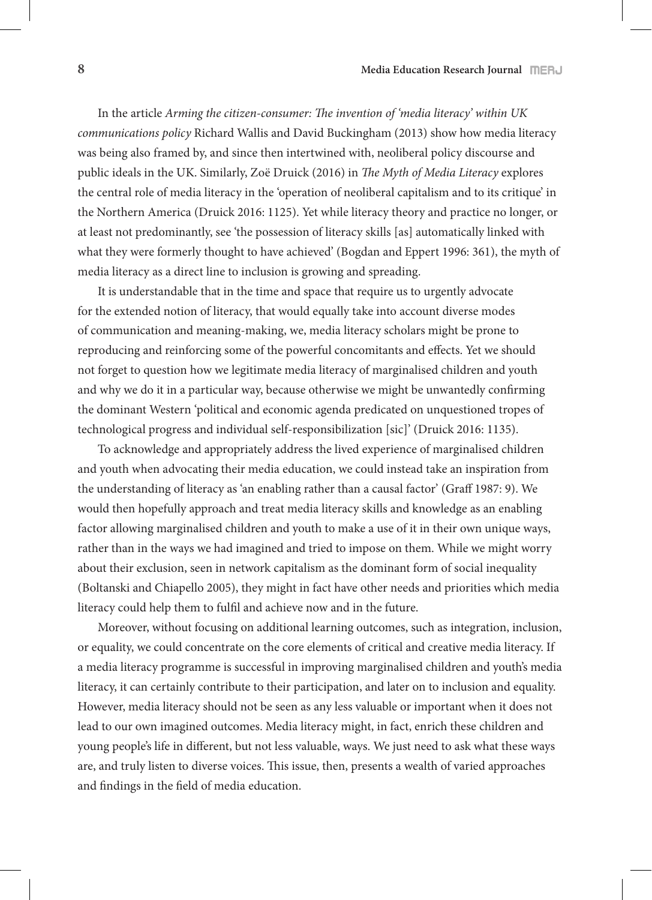In the article *Arming the citizen-consumer: The invention of 'media literacy' within UK communications policy* Richard Wallis and David Buckingham (2013) show how media literacy was being also framed by, and since then intertwined with, neoliberal policy discourse and public ideals in the UK. Similarly, Zoë Druick (2016) in *The Myth of Media Literacy* explores the central role of media literacy in the 'operation of neoliberal capitalism and to its critique' in the Northern America (Druick 2016: 1125). Yet while literacy theory and practice no longer, or at least not predominantly, see 'the possession of literacy skills [as] automatically linked with what they were formerly thought to have achieved' (Bogdan and Eppert 1996: 361), the myth of media literacy as a direct line to inclusion is growing and spreading.

It is understandable that in the time and space that require us to urgently advocate for the extended notion of literacy, that would equally take into account diverse modes of communication and meaning-making, we, media literacy scholars might be prone to reproducing and reinforcing some of the powerful concomitants and effects. Yet we should not forget to question how we legitimate media literacy of marginalised children and youth and why we do it in a particular way, because otherwise we might be unwantedly confirming the dominant Western 'political and economic agenda predicated on unquestioned tropes of technological progress and individual self-responsibilization [sic]' (Druick 2016: 1135).

To acknowledge and appropriately address the lived experience of marginalised children and youth when advocating their media education, we could instead take an inspiration from the understanding of literacy as 'an enabling rather than a causal factor' (Graff 1987: 9). We would then hopefully approach and treat media literacy skills and knowledge as an enabling factor allowing marginalised children and youth to make a use of it in their own unique ways, rather than in the ways we had imagined and tried to impose on them. While we might worry about their exclusion, seen in network capitalism as the dominant form of social inequality (Boltanski and Chiapello 2005), they might in fact have other needs and priorities which media literacy could help them to fulfil and achieve now and in the future.

Moreover, without focusing on additional learning outcomes, such as integration, inclusion, or equality, we could concentrate on the core elements of critical and creative media literacy. If a media literacy programme is successful in improving marginalised children and youth's media literacy, it can certainly contribute to their participation, and later on to inclusion and equality. However, media literacy should not be seen as any less valuable or important when it does not lead to our own imagined outcomes. Media literacy might, in fact, enrich these children and young people's life in different, but not less valuable, ways. We just need to ask what these ways are, and truly listen to diverse voices. This issue, then, presents a wealth of varied approaches and findings in the field of media education.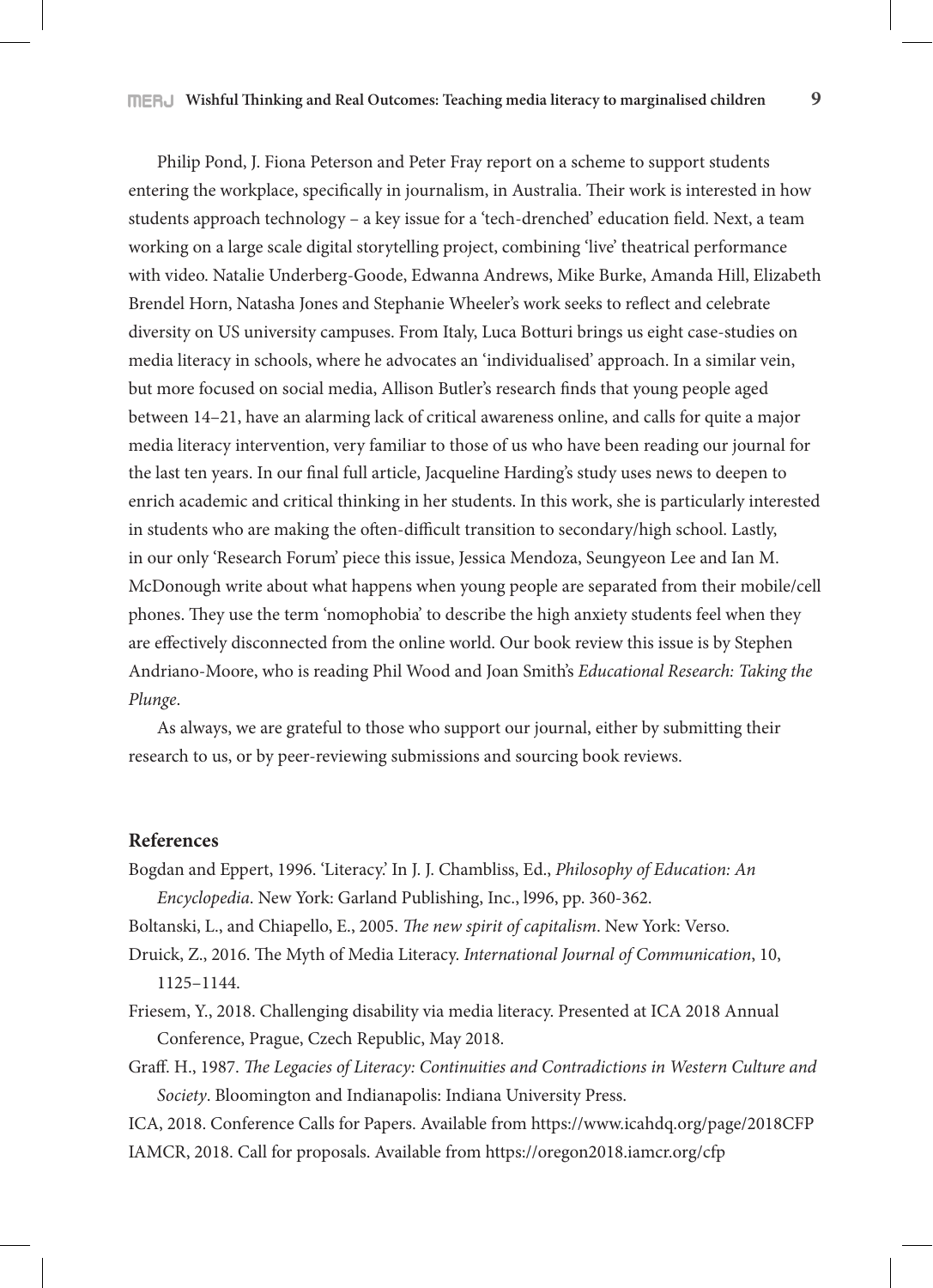Philip Pond, J. Fiona Peterson and Peter Fray report on a scheme to support students entering the workplace, specifically in journalism, in Australia. Their work is interested in how students approach technology – a key issue for a 'tech-drenched' education field. Next, a team working on a large scale digital storytelling project, combining 'live' theatrical performance with video. Natalie Underberg-Goode, Edwanna Andrews, Mike Burke, Amanda Hill, Elizabeth Brendel Horn, Natasha Jones and Stephanie Wheeler's work seeks to reflect and celebrate diversity on US university campuses. From Italy, Luca Botturi brings us eight case-studies on media literacy in schools, where he advocates an 'individualised' approach. In a similar vein, but more focused on social media, Allison Butler's research finds that young people aged between 14–21, have an alarming lack of critical awareness online, and calls for quite a major media literacy intervention, very familiar to those of us who have been reading our journal for the last ten years. In our final full article, Jacqueline Harding's study uses news to deepen to enrich academic and critical thinking in her students. In this work, she is particularly interested in students who are making the often-difficult transition to secondary/high school. Lastly, in our only 'Research Forum' piece this issue, Jessica Mendoza, Seungyeon Lee and Ian M. McDonough write about what happens when young people are separated from their mobile/cell phones. They use the term 'nomophobia' to describe the high anxiety students feel when they are effectively disconnected from the online world. Our book review this issue is by Stephen Andriano-Moore, who is reading Phil Wood and Joan Smith's *Educational Research: Taking the Plunge*.

As always, we are grateful to those who support our journal, either by submitting their research to us, or by peer-reviewing submissions and sourcing book reviews.

## References

Bogdan and Eppert, 1996. 'Literacy.' In J. J. Chambliss, Ed., *Philosophy of Education: An Encyclopedia*. New York: Garland Publishing, Inc., l996, pp. 360-362.

Boltanski, L., and Chiapello, E., 2005. *The new spirit of capitalism*. New York: Verso.

Druick, Z., 2016. The Myth of Media Literacy. *International Journal of Communication*, 10, 1125–1144.

Friesem, Y., 2018. Challenging disability via media literacy. Presented at ICA 2018 Annual Conference, Prague, Czech Republic, May 2018.

Graff. H., 1987. *The Legacies of Literacy: Continuities and Contradictions in Western Culture and Society*. Bloomington and Indianapolis: Indiana University Press.

ICA, 2018. Conference Calls for Papers. Available from https://www.icahdq.org/page/2018CFP

IAMCR, 2018. Call for proposals. Available from https://oregon2018.iamcr.org/cfp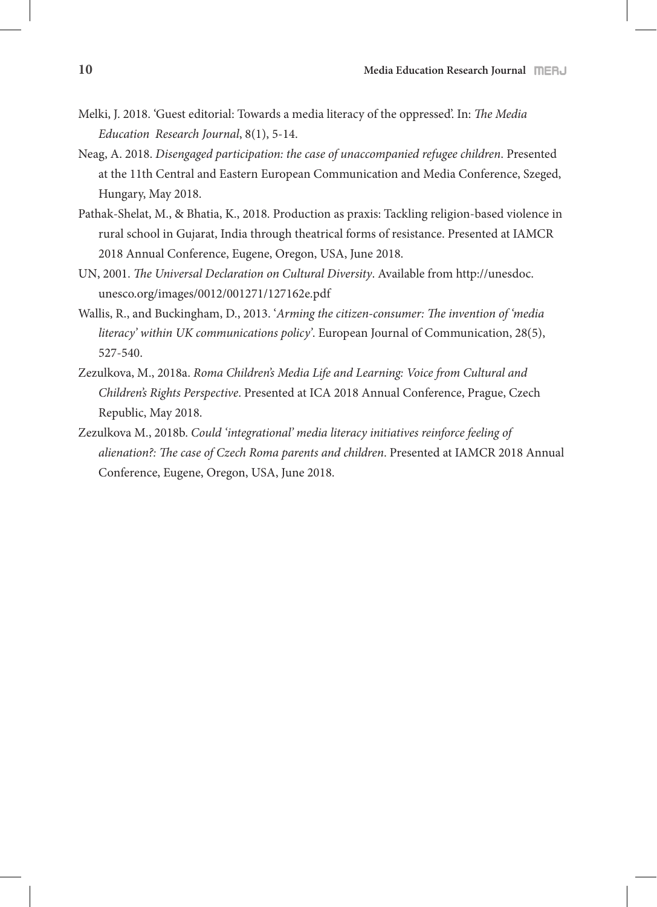Melki, J. 2018. 'Guest editorial: Towards a media literacy of the oppressed'. In: *The Media Education Research Journal*, 8(1), 5-14.

Neag, A. 2018. *Disengaged participation: the case of unaccompanied refugee children*. Presented at the 11th Central and Eastern European Communication and Media Conference, Szeged, Hungary, May 2018.

Pathak-Shelat, M., & Bhatia, K., 2018. Production as praxis: Tackling religion-based violence in rural school in Gujarat, India through theatrical forms of resistance. Presented at IAMCR 2018 Annual Conference, Eugene, Oregon, USA, June 2018.

UN, 2001. *The Universal Declaration on Cultural Diversity*. Available from http://unesdoc.unesco.org/images/0012/001271/127162e.pdf

Wallis, R., and Buckingham, D., 2013. '*Arming the citizen-consumer: The invention of 'media literacy' within UK communications policy'*. European Journal of Communication, 28(5), 527-540.

Zezulkova, M., 2018a. *Roma Children's Media Life and Learning: Voice from Cultural and Children's Rights Perspective*. Presented at ICA 2018 Annual Conference, Prague, Czech Republic, May 2018.

Zezulkova M., 2018b. *Could 'integrational' media literacy initiatives reinforce feeling of alienation?: The case of Czech Roma parents and children*. Presented at IAMCR 2018 Annual Conference, Eugene, Oregon, USA, June 2018.